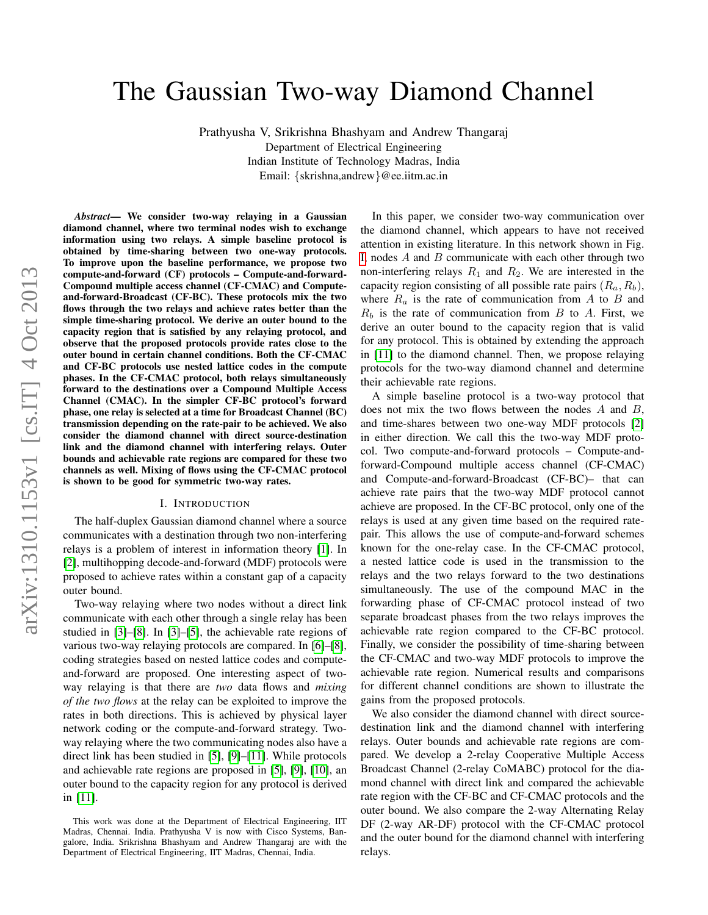# The Gaussian Two-way Diamond Channel

Prathyusha V, Srikrishna Bhashyam and Andrew Thangaraj  
Department of Electrical Engineering  
Indian Institute of Technology Madras, India  
Email: {skrishna,andrew}@ee.iitm.ac.in

***Abstract*— We consider two-way relaying in a Gaussian diamond channel, where two terminal nodes wish to exchange information using two relays. A simple baseline protocol is obtained by time-sharing between two one-way protocols. To improve upon the baseline performance, we propose two compute-and-forward (CF) protocols – Compute-and-forward-Compound multiple access channel (CF-CMAC) and Compute-and-forward-Broadcast (CF-BC). These protocols mix the two flows through the two relays and achieve rates better than the simple time-sharing protocol. We derive an outer bound to the capacity region that is satisfied by any relaying protocol, and observe that the proposed protocols provide rates close to the outer bound in certain channel conditions. Both the CF-CMAC and CF-BC protocols use nested lattice codes in the compute phases. In the CF-CMAC protocol, both relays simultaneously forward to the destinations over a Compound Multiple Access Channel (CMAC). In the simpler CF-BC protocol's forward phase, one relay is selected at a time for Broadcast Channel (BC) transmission depending on the rate-pair to be achieved. We also consider the diamond channel with direct source-destination link and the diamond channel with interfering relays. Outer bounds and achievable rate regions are compared for these two channels as well. Mixing of flows using the CF-CMAC protocol is shown to be good for symmetric two-way rates.**

## I. Introduction

The half-duplex Gaussian diamond channel where a source communicates with a destination through two non-interfering relays is a problem of interest in information theory [1]. In [2], multihopping decode-and-forward (MDF) protocols were proposed to achieve rates within a constant gap of a capacity outer bound.

Two-way relaying where two nodes without a direct link communicate with each other through a single relay has been studied in [3]–[8]. In [3]–[5], the achievable rate regions of various two-way relaying protocols are compared. In [6]–[8], coding strategies based on nested lattice codes and compute-and-forward are proposed. One interesting aspect of two-way relaying is that there are *two* data flows and *mixing of the two flows* at the relay can be exploited to improve the rates in both directions. This is achieved by physical layer network coding or the compute-and-forward strategy. Two-way relaying where the two communicating nodes also have a direct link has been studied in [5], [9]–[11]. While protocols and achievable rate regions are proposed in [5], [9], [10], an outer bound to the capacity region for any protocol is derived in [11].

In this paper, we consider two-way communication over the diamond channel, which appears to have not received attention in existing literature. In this network shown in Fig. 1, nodes $A$ and $B$ communicate with each other through two non-interfering relays $R_1$ and $R_2$. We are interested in the capacity region consisting of all possible rate pairs $(R_a, R_b)$, where $R_a$ is the rate of communication from $A$ to $B$ and $R_b$ is the rate of communication from $B$ to $A$. First, we derive an outer bound to the capacity region that is valid for any protocol. This is obtained by extending the approach in [11] to the diamond channel. Then, we propose relaying protocols for the two-way diamond channel and determine their achievable rate regions.

A simple baseline protocol is a two-way protocol that does not mix the two flows between the nodes $A$ and $B$, and time-shares between two one-way MDF protocols [2] in either direction. We call this the two-way MDF protocol. Two compute-and-forward protocols – Compute-and-forward-Compound multiple access channel (CF-CMAC) and Compute-and-forward-Broadcast (CF-BC)– that can achieve rate pairs that the two-way MDF protocol cannot achieve are proposed. In the CF-BC protocol, only one of the relays is used at any given time based on the required rate-pair. This allows the use of compute-and-forward schemes known for the one-relay case. In the CF-CMAC protocol, a nested lattice code is used in the transmission to the relays and the two relays forward to the two destinations simultaneously. The use of the compound MAC in the forwarding phase of CF-CMAC protocol instead of two separate broadcast phases from the two relays improves the achievable rate region compared to the CF-BC protocol. Finally, we consider the possibility of time-sharing between the CF-CMAC and two-way MDF protocols to improve the achievable rate region. Numerical results and comparisons for different channel conditions are shown to illustrate the gains from the proposed protocols.

We also consider the diamond channel with direct source-destination link and the diamond channel with interfering relays. Outer bounds and achievable rate regions are compared. We develop a 2-relay Cooperative Multiple Access Broadcast Channel (2-relay CoMABC) protocol for the diamond channel with direct link and compared the achievable rate region with the CF-BC and CF-CMAC protocols and the outer bound. We also compare the 2-way Alternating Relay DF (2-way AR-DF) protocol with the CF-CMAC protocol and the outer bound for the diamond channel with interfering relays.

This work was done at the Department of Electrical Engineering, IIT Madras, Chennai. India. Prathyusha V is now with Cisco Systems, Bangalore, India. Srikrishna Bhashyam and Andrew Thangaraj are with the Department of Electrical Engineering, IIT Madras, Chennai, India.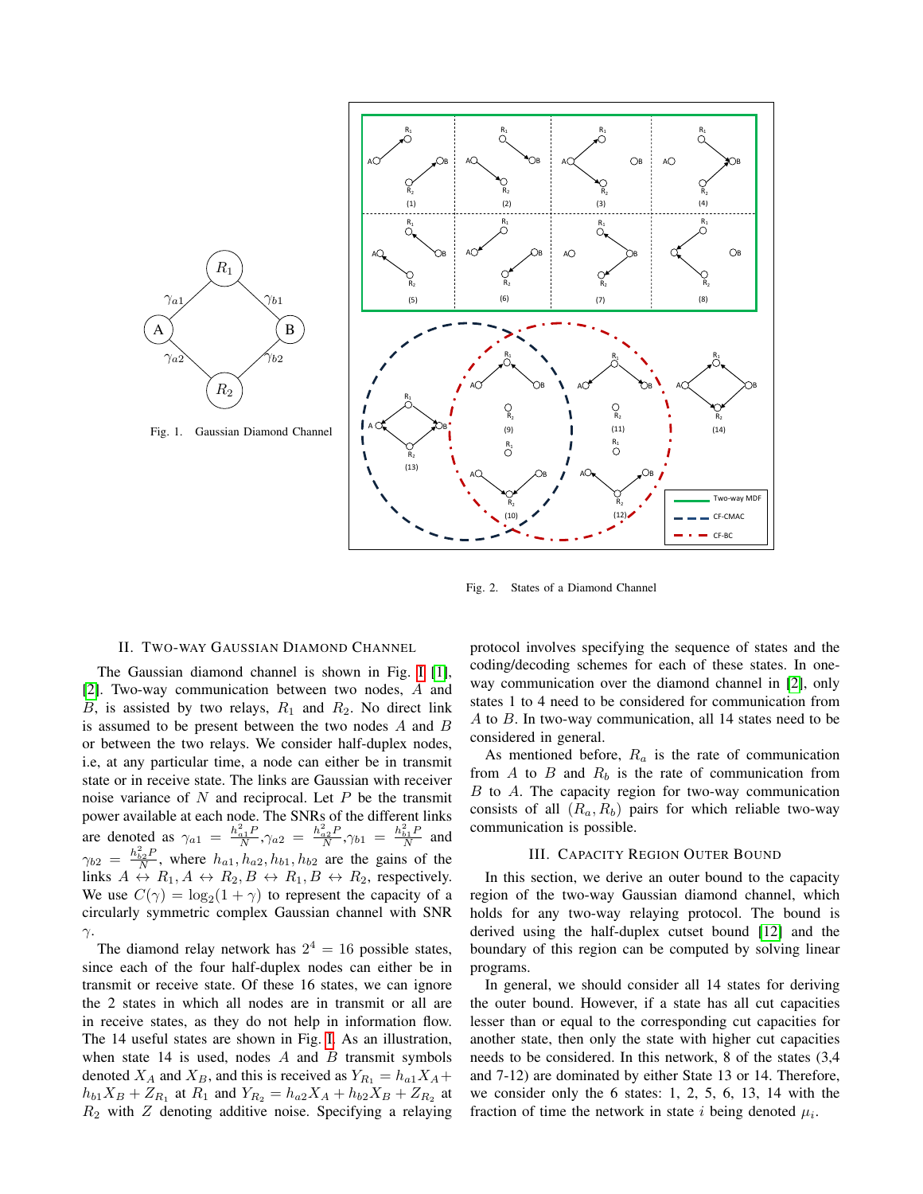Fig. 1. Gaussian Diamond Channel

Fig. 2. States of a Diamond Channel

## II. Two-way Gaussian Diamond Channel

The Gaussian diamond channel is shown in Fig. 1 [1], [2]. Two-way communication between two nodes, $A$ and $B$, is assisted by two relays, $R_1$ and $R_2$. No direct link is assumed to be present between the two nodes $A$ and $B$ or between the two relays. We consider half-duplex nodes, i.e, at any particular time, a node can either be in transmit state or in receive state. The links are Gaussian with receiver noise variance of $N$ and reciprocal. Let $P$ be the transmit power available at each node. The SNRs of the different links are denoted as $\gamma_{a1} = \frac{h_{a1}^2 P}{N}$,$\gamma_{a2} = \frac{h_{a2}^2 P}{N}$,$\gamma_{b1} = \frac{h_{b1}^2 P}{N}$ and $\gamma_{b2} = \frac{h_{b2}^2 P}{N}$, where $h_{a1}, h_{a2}, h_{b1}, h_{b2}$ are the gains of the links $A \leftrightarrow R_1, A \leftrightarrow R_2, B \leftrightarrow R_1, B \leftrightarrow R_2$, respectively. We use $C(\gamma) = \log_2(1+\gamma)$ to represent the capacity of a circularly symmetric complex Gaussian channel with SNR $\gamma$.

The diamond relay network has $2^4 = 16$ possible states, since each of the four half-duplex nodes can either be in transmit or receive state. Of these 16 states, we can ignore the 2 states in which all nodes are in transmit or all are in receive states, as they do not help in information flow. The 14 useful states are shown in Fig. 1. As an illustration, when state 14 is used, nodes $A$ and $B$ transmit symbols denoted $X_A$ and $X_B$, and this is received as $Y_{R_1} = h_{a1}X_A + h_{b1}X_B + Z_{R_1}$ at $R_1$ and $Y_{R_2} = h_{a2}X_A + h_{b2}X_B + Z_{R_2}$ at $R_2$ with $Z$ denoting additive noise. Specifying a relaying protocol involves specifying the sequence of states and the coding/decoding schemes for each of these states. In one-way communication over the diamond channel in [2], only states 1 to 4 need to be considered for communication from $A$ to $B$. In two-way communication, all 14 states need to be considered in general.

As mentioned before, $R_a$ is the rate of communication from $A$ to $B$ and $R_b$ is the rate of communication from $B$ to $A$. The capacity region for two-way communication consists of all $(R_a, R_b)$ pairs for which reliable two-way communication is possible.

## III. Capacity Region Outer Bound

In this section, we derive an outer bound to the capacity region of the two-way Gaussian diamond channel, which holds for any two-way relaying protocol. The bound is derived using the half-duplex cutset bound [12] and the boundary of this region can be computed by solving linear programs.

In general, we should consider all 14 states for deriving the outer bound. However, if a state has all cut capacities lesser than or equal to the corresponding cut capacities for another state, then only the state with higher cut capacities needs to be considered. In this network, 8 of the states (3,4 and 7-12) are dominated by either State 13 or 14. Therefore, we consider only the 6 states: 1, 2, 5, 6, 13, 14 with the fraction of time the network in state $i$ being denoted $\mu_i$.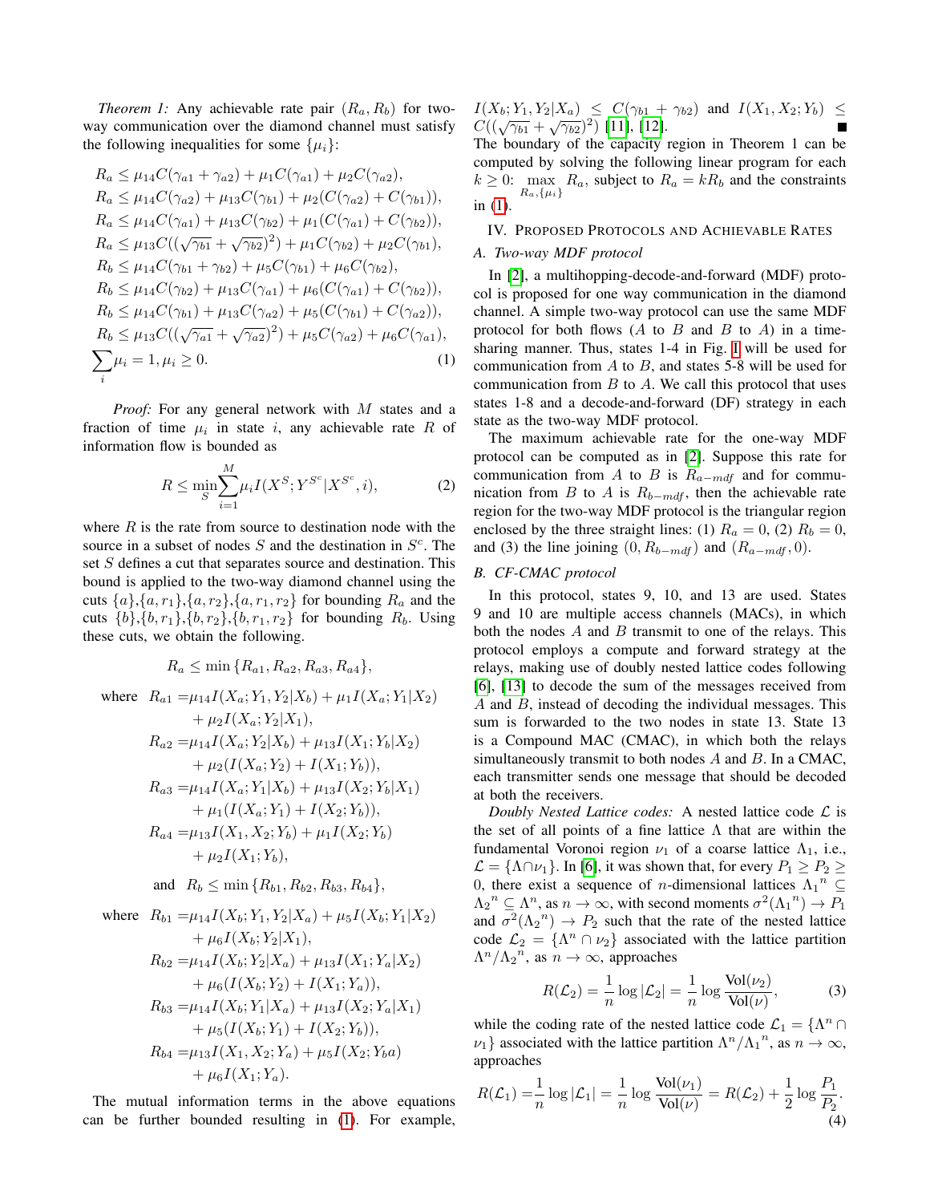*Theorem 1:* Any achievable rate pair $(R_a, R_b)$ for two-way communication over the diamond channel must satisfy the following inequalities for some $\{\mu_i\}$:

$$
\begin{aligned}
R_a &\leq \mu_{14} C(\gamma_{a1} + \gamma_{a2}) + \mu_1 C(\gamma_{a1}) + \mu_2 C(\gamma_{a2}),\\
R_a &\leq \mu_{14} C(\gamma_{a2}) + \mu_{13} C(\gamma_{b1}) + \mu_2 (C(\gamma_{a2}) + C(\gamma_{b1})),\\
R_a &\leq \mu_{14} C(\gamma_{a1}) + \mu_{13} C(\gamma_{b2}) + \mu_1 (C(\gamma_{a1}) + C(\gamma_{b2})),\\
R_a &\leq \mu_{13} C((\sqrt{\gamma_{b1}} + \sqrt{\gamma_{b2}})^2) + \mu_1 C(\gamma_{b2}) + \mu_2 C(\gamma_{b1}),\\
R_b &\leq \mu_{14} C(\gamma_{b1} + \gamma_{b2}) + \mu_5 C(\gamma_{b1}) + \mu_6 C(\gamma_{b2}),\\
R_b &\leq \mu_{14} C(\gamma_{b2}) + \mu_{13} C(\gamma_{a1}) + \mu_6 (C(\gamma_{a1}) + C(\gamma_{b2})),\\
R_b &\leq \mu_{14} C(\gamma_{b1}) + \mu_{13} C(\gamma_{a2}) + \mu_5 (C(\gamma_{b1}) + C(\gamma_{a2})),\\
R_b &\leq \mu_{13} C((\sqrt{\gamma_{a1}} + \sqrt{\gamma_{a2}})^2) + \mu_5 C(\gamma_{a2}) + \mu_6 C(\gamma_{a1}),\\
&\sum_i \mu_i = 1, \mu_i \geq 0. \qquad (1)
\end{aligned}
$$

*Proof:* For any general network with $M$ states and a fraction of time $\mu_i$ in state $i$, any achievable rate $R$ of information flow is bounded as

$$
R \leq \min_S \sum_{i=1}^{M} \mu_i I(X^S; Y^{S^c} | X^{S^c}, i), \qquad (2)
$$

where $R$ is the rate from source to destination node with the source in a subset of nodes $S$ and the destination in $S^c$. The set $S$ defines a cut that separates source and destination. This bound is applied to the two-way diamond channel using the cuts $\{a\}$,$\{a, r_1\}$,$\{a, r_2\}$,$\{a, r_1, r_2\}$ for bounding $R_a$ and the cuts $\{b\}$,$\{b, r_1\}$,$\{b, r_2\}$,$\{b, r_1, r_2\}$ for bounding $R_b$. Using these cuts, we obtain the following.

$$
R_a \leq \min\{R_{a1}, R_{a2}, R_{a3}, R_{a4}\},
$$

$$
\begin{aligned}
\text{where}\quad R_{a1} =& \mu_{14} I(X_a; Y_1, Y_2 | X_b) + \mu_1 I(X_a; Y_1 | X_2)\\
&+ \mu_2 I(X_a; Y_2 | X_1),\\
R_{a2} =& \mu_{14} I(X_a; Y_2 | X_b) + \mu_{13} I(X_1; Y_b | X_2)\\
&+ \mu_2 (I(X_a; Y_2) + I(X_1; Y_b)),\\
R_{a3} =& \mu_{14} I(X_a; Y_1 | X_b) + \mu_{13} I(X_2; Y_b | X_1)\\
&+ \mu_1 (I(X_a; Y_1) + I(X_2; Y_b)),\\
R_{a4} =& \mu_{13} I(X_1, X_2; Y_b) + \mu_1 I(X_2; Y_b)\\
&+ \mu_2 I(X_1; Y_b),
\end{aligned}
$$

$$
\text{and}\quad R_b \leq \min\{R_{b1}, R_{b2}, R_{b3}, R_{b4}\},
$$

$$
\begin{aligned}
\text{where}\quad R_{b1} =& \mu_{14} I(X_b; Y_1, Y_2 | X_a) + \mu_5 I(X_b; Y_1 | X_2)\\
&+ \mu_6 I(X_b; Y_2 | X_1),\\
R_{b2} =& \mu_{14} I(X_b; Y_2 | X_a) + \mu_{13} I(X_1; Y_a | X_2)\\
&+ \mu_6 (I(X_b; Y_2) + I(X_1; Y_a)),\\
R_{b3} =& \mu_{14} I(X_b; Y_1 | X_a) + \mu_{13} I(X_2; Y_a | X_1)\\
&+ \mu_5 (I(X_b; Y_1) + I(X_2; Y_b)),\\
R_{b4} =& \mu_{13} I(X_1, X_2; Y_a) + \mu_5 I(X_2; Y_b a)\\
&+ \mu_6 I(X_1; Y_a).
\end{aligned}
$$

The mutual information terms in the above equations can be further bounded resulting in (1). For example, $I(X_b; Y_1, Y_2 | X_a) \leq C(\gamma_{b1} + \gamma_{b2})$ and $I(X_1, X_2; Y_b) \leq C((\sqrt{\gamma_{b1}} + \sqrt{\gamma_{b2}})^2)$ [11], [12]. ∎

The boundary of the capacity region in Theorem 1 can be computed by solving the following linear program for each $k \geq 0$: $\max_{R_a, \{\mu_i\}} R_a$, subject to $R_a = k R_b$ and the constraints in (1).

## IV. Proposed Protocols and Achievable Rates

### A. Two-way MDF protocol

In [2], a multihopping-decode-and-forward (MDF) protocol is proposed for one way communication in the diamond channel. A simple two-way protocol can use the same MDF protocol for both flows ($A$ to $B$ and $B$ to $A$) in a time-sharing manner. Thus, states 1-4 in Fig. 1 will be used for communication from $A$ to $B$, and states 5-8 will be used for communication from $B$ to $A$. We call this protocol that uses states 1-8 and a decode-and-forward (DF) strategy in each state as the two-way MDF protocol.

The maximum achievable rate for the one-way MDF protocol can be computed as in [2]. Suppose this rate for communication from $A$ to $B$ is $R_{a-mdf}$ and for communication from $B$ to $A$ is $R_{b-mdf}$, then the achievable rate region for the two-way MDF protocol is the triangular region enclosed by the three straight lines: (1) $R_a = 0$, (2) $R_b = 0$, and (3) the line joining $(0, R_{b-mdf})$ and $(R_{a-mdf}, 0)$.

### B. CF-CMAC protocol

In this protocol, states 9, 10, and 13 are used. States 9 and 10 are multiple access channels (MACs), in which both the nodes $A$ and $B$ transmit to one of the relays. This protocol employs a compute and forward strategy at the relays, making use of doubly nested lattice codes following [6], [13] to decode the sum of the messages received from $A$ and $B$, instead of decoding the individual messages. This sum is forwarded to the two nodes in state 13. State 13 is a Compound MAC (CMAC), in which both the relays simultaneously transmit to both nodes $A$ and $B$. In a CMAC, each transmitter sends one message that should be decoded at both the receivers.

*Doubly Nested Lattice codes:* A nested lattice code $\mathcal{L}$ is the set of all points of a fine lattice $\Lambda$ that are within the fundamental Voronoi region $\nu_1$ of a coarse lattice $\Lambda_1$, i.e., $\mathcal{L} = \{\Lambda \cap \nu_1\}$. In [6], it was shown that, for every $P_1 \geq P_2 \geq 0$, there exist a sequence of $n$-dimensional lattices $\Lambda_1{}^n \subseteq \Lambda_2{}^n \subseteq \Lambda^n$, as $n \to \infty$, with second moments $\sigma^2(\Lambda_1{}^n) \to P_1$ and $\sigma^2(\Lambda_2{}^n) \to P_2$ such that the rate of the nested lattice code $\mathcal{L}_2 = \{\Lambda^n \cap \nu_2\}$ associated with the lattice partition $\Lambda^n / \Lambda_2{}^n$, as $n \to \infty$, approaches

$$
R(\mathcal{L}_2) = \frac{1}{n} \log |\mathcal{L}_2| = \frac{1}{n} \log \frac{\text{Vol}(\nu_2)}{\text{Vol}(\nu)}, \qquad (3)
$$

while the coding rate of the nested lattice code $\mathcal{L}_1 = \{\Lambda^n \cap \nu_1\}$ associated with the lattice partition $\Lambda^n / \Lambda_1{}^n$, as $n \to \infty$, approaches

$$
R(\mathcal{L}_1) = \frac{1}{n} \log |\mathcal{L}_1| = \frac{1}{n} \log \frac{\text{Vol}(\nu_1)}{\text{Vol}(\nu)} = R(\mathcal{L}_2) + \frac{1}{2} \log \frac{P_1}{P_2}. \qquad (4)
$$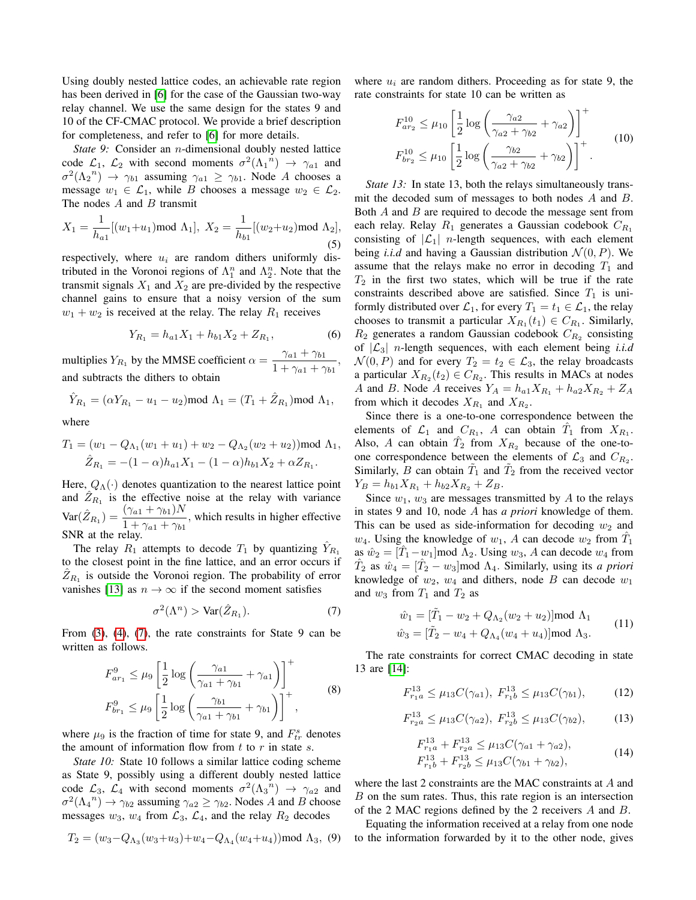Using doubly nested lattice codes, an achievable rate region has been derived in [6] for the case of the Gaussian two-way relay channel. We use the same design for the states 9 and 10 of the CF-CMAC protocol. We provide a brief description for completeness, and refer to [6] for more details.

*State 9:* Consider an $n$-dimensional doubly nested lattice code $\mathcal{L}_1$, $\mathcal{L}_2$ with second moments $\sigma^2({\Lambda_1}^n) \to \gamma_{a1}$ and $\sigma^2({\Lambda_2}^n) \to \gamma_{b1}$ assuming $\gamma_{a1} \geq \gamma_{b1}$. Node $A$ chooses a message $w_1 \in \mathcal{L}_1$, while $B$ chooses a message $w_2 \in \mathcal{L}_2$. The nodes $A$ and $B$ transmit

$$X_1 = \frac{1}{h_{a1}}[(w_1{+}u_1) \bmod \Lambda_1],\ X_2 = \frac{1}{h_{b1}}[(w_2{+}u_2) \bmod \Lambda_2], \tag{5}$$

respectively, where $u_i$ are random dithers uniformly distributed in the Voronoi regions of $\Lambda_1^n$ and $\Lambda_2^n$. Note that the transmit signals $X_1$ and $X_2$ are pre-divided by the respective channel gains to ensure that a noisy version of the sum $w_1 + w_2$ is received at the relay. The relay $R_1$ receives

$$Y_{R_1} = h_{a1}X_1 + h_{b1}X_2 + Z_{R_1}, \tag{6}$$

multiplies $Y_{R_1}$ by the MMSE coefficient $\alpha = \dfrac{\gamma_{a1} + \gamma_{b1}}{1 + \gamma_{a1} + \gamma_{b1}}$, and subtracts the dithers to obtain

$$\hat{Y}_{R_1} = (\alpha Y_{R_1} - u_1 - u_2) \bmod \Lambda_1 = (T_1 + \hat{Z}_{R_1}) \bmod \Lambda_1,$$

where

$$T_1 = (w_1 - Q_{\Lambda_1}(w_1 + u_1) + w_2 - Q_{\Lambda_2}(w_2 + u_2)) \bmod \Lambda_1,$$
$$\hat{Z}_{R_1} = -(1-\alpha)h_{a1}X_1 - (1-\alpha)h_{b1}X_2 + \alpha Z_{R_1}.$$

Here, $Q_\Lambda(\cdot)$ denotes quantization to the nearest lattice point and $\hat{Z}_{R_1}$ is the effective noise at the relay with variance $\mathrm{Var}(\hat{Z}_{R_1}) = \dfrac{(\gamma_{a1} + \gamma_{b1})N}{1 + \gamma_{a1} + \gamma_{b1}}$, which results in higher effective SNR at the relay.

The relay $R_1$ attempts to decode $T_1$ by quantizing $\hat{Y}_{R_1}$ to the closest point in the fine lattice, and an error occurs if $\hat{Z}_{R_1}$ is outside the Voronoi region. The probability of error vanishes [13] as $n \to \infty$ if the second moment satisfies

$$\sigma^2(\Lambda^n) > \mathrm{Var}(\hat{Z}_{R_1}). \tag{7}$$

From (3), (4), (7), the rate constraints for State 9 can be written as follows.

$$\begin{aligned} F^9_{ar_1} &\leq \mu_9 \left[\frac{1}{2}\log\left(\frac{\gamma_{a1}}{\gamma_{a1} + \gamma_{b1}} + \gamma_{a1}\right)\right]^+ \\ F^9_{br_1} &\leq \mu_9 \left[\frac{1}{2}\log\left(\frac{\gamma_{b1}}{\gamma_{a1} + \gamma_{b1}} + \gamma_{b1}\right)\right]^+, \end{aligned} \tag{8}$$

where $\mu_9$ is the fraction of time for state 9, and $F^s_{tr}$ denotes the amount of information flow from $t$ to $r$ in state $s$.

*State 10:* State 10 follows a similar lattice coding scheme as State 9, possibly using a different doubly nested lattice code $\mathcal{L}_3$, $\mathcal{L}_4$ with second moments $\sigma^2({\Lambda_3}^n) \to \gamma_{a2}$ and $\sigma^2({\Lambda_4}^n) \to \gamma_{b2}$ assuming $\gamma_{a2} \geq \gamma_{b2}$. Nodes $A$ and $B$ choose messages $w_3$, $w_4$ from $\mathcal{L}_3$, $\mathcal{L}_4$, and the relay $R_2$ decodes

$$T_2 = (w_3 - Q_{\Lambda_3}(w_3{+}u_3) + w_4 - Q_{\Lambda_4}(w_4{+}u_4)) \bmod \Lambda_3, \tag{9}$$

where $u_i$ are random dithers. Proceeding as for state 9, the rate constraints for state 10 can be written as

$$\begin{aligned} F^{10}_{ar_2} &\leq \mu_{10} \left[\frac{1}{2}\log\left(\frac{\gamma_{a2}}{\gamma_{a2} + \gamma_{b2}} + \gamma_{a2}\right)\right]^+ \\ F^{10}_{br_2} &\leq \mu_{10} \left[\frac{1}{2}\log\left(\frac{\gamma_{b2}}{\gamma_{a2} + \gamma_{b2}} + \gamma_{b2}\right)\right]^+. \end{aligned} \tag{10}$$

*State 13:* In state 13, both the relays simultaneously transmit the decoded sum of messages to both nodes $A$ and $B$. Both $A$ and $B$ are required to decode the message sent from each relay. Relay $R_1$ generates a Gaussian codebook $C_{R_1}$ consisting of $|\mathcal{L}_1|$ $n$-length sequences, with each element being *i.i.d* and having a Gaussian distribution $\mathcal{N}(0, P)$. We assume that the relays make no error in decoding $T_1$ and $T_2$ in the first two states, which will be true if the rate constraints described above are satisfied. Since $T_1$ is uniformly distributed over $\mathcal{L}_1$, for every $T_1 = t_1 \in \mathcal{L}_1$, the relay chooses to transmit a particular $X_{R_1}(t_1) \in C_{R_1}$. Similarly, $R_2$ generates a random Gaussian codebook $C_{R_2}$ consisting of $|\mathcal{L}_3|$ $n$-length sequences, with each element being *i.i.d* $\mathcal{N}(0, P)$ and for every $T_2 = t_2 \in \mathcal{L}_3$, the relay broadcasts a particular $X_{R_2}(t_2) \in C_{R_2}$. This results in MACs at nodes $A$ and $B$. Node $A$ receives $Y_A = h_{a1}X_{R_1} + h_{a2}X_{R_2} + Z_A$ from which it decodes $X_{R_1}$ and $X_{R_2}$.

Since there is a one-to-one correspondence between the elements of $\mathcal{L}_1$ and $C_{R_1}$, $A$ can obtain $\hat{T}_1$ from $X_{R_1}$. Also, $A$ can obtain $\hat{T}_2$ from $X_{R_2}$ because of the one-to-one correspondence between the elements of $\mathcal{L}_3$ and $C_{R_2}$. Similarly, $B$ can obtain $\tilde{T}_1$ and $\tilde{T}_2$ from the received vector $Y_B = h_{b1}X_{R_1} + h_{b2}X_{R_2} + Z_B$.

Since $w_1$, $w_3$ are messages transmitted by $A$ to the relays in states 9 and 10, node $A$ has *a priori* knowledge of them. This can be used as side-information for decoding $w_2$ and $w_4$. Using the knowledge of $w_1$, $A$ can decode $w_2$ from $\hat{T}_1$ as $\hat{w}_2 = [\hat{T}_1 - w_1] \bmod \Lambda_2$. Using $w_3$, $A$ can decode $w_4$ from $\hat{T}_2$ as $\hat{w}_4 = [\hat{T}_2 - w_3] \bmod \Lambda_4$. Similarly, using its *a priori* knowledge of $w_2$, $w_4$ and dithers, node $B$ can decode $w_1$ and $w_3$ from $T_1$ and $T_2$ as

$$\begin{aligned} \hat{w}_1 &= [\tilde{T}_1 - w_2 + Q_{\Lambda_2}(w_2 + u_2)] \bmod \Lambda_1 \\ \hat{w}_3 &= [\tilde{T}_2 - w_4 + Q_{\Lambda_4}(w_4 + u_4)] \bmod \Lambda_3. \end{aligned} \tag{11}$$

The rate constraints for correct CMAC decoding in state 13 are [14]:

$$F^{13}_{r_1a} \leq \mu_{13}C(\gamma_{a1}),\ F^{13}_{r_1b} \leq \mu_{13}C(\gamma_{b1}), \tag{12}$$

$$F^{13}_{r_2a} \leq \mu_{13}C(\gamma_{a2}),\ F^{13}_{r_2b} \leq \mu_{13}C(\gamma_{b2}), \tag{13}$$

$$\begin{aligned} F^{13}_{r_1a} + F^{13}_{r_2a} &\leq \mu_{13}C(\gamma_{a1} + \gamma_{a2}), \\ F^{13}_{r_1b} + F^{13}_{r_2b} &\leq \mu_{13}C(\gamma_{b1} + \gamma_{b2}), \end{aligned} \tag{14}$$

where the last 2 constraints are the MAC constraints at $A$ and $B$ on the sum rates. Thus, this rate region is an intersection of the 2 MAC regions defined by the 2 receivers $A$ and $B$.

Equating the information received at a relay from one node to the information forwarded by it to the other node, gives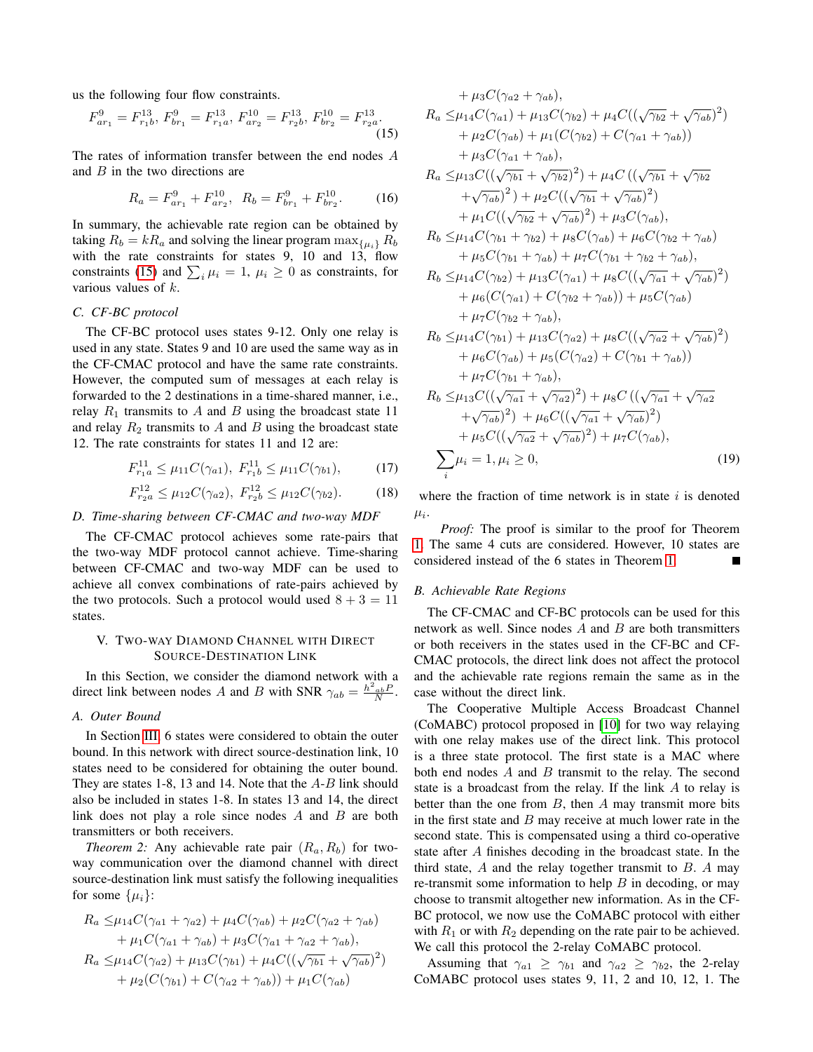us the following four flow constraints.

$$F^9_{ar_1} = F^{13}_{r_1b},\ F^9_{br_1} = F^{13}_{r_1a},\ F^{10}_{ar_2} = F^{13}_{r_2b},\ F^{10}_{br_2} = F^{13}_{r_2a}. \tag{15}$$

The rates of information transfer between the end nodes $A$ and $B$ in the two directions are

$$R_a = F^9_{ar_1} + F^{10}_{ar_2},\ \ R_b = F^9_{br_1} + F^{10}_{br_2}. \tag{16}$$

In summary, the achievable rate region can be obtained by taking $R_b = kR_a$ and solving the linear program $\max_{\{\mu_i\}} R_b$ with the rate constraints for states 9, 10 and 13, flow constraints (15) and $\sum_i \mu_i = 1$, $\mu_i \geq 0$ as constraints, for various values of $k$.

### C. CF-BC protocol

The CF-BC protocol uses states 9-12. Only one relay is used in any state. States 9 and 10 are used the same way as in the CF-CMAC protocol and have the same rate constraints. However, the computed sum of messages at each relay is forwarded to the 2 destinations in a time-shared manner, i.e., relay $R_1$ transmits to $A$ and $B$ using the broadcast state 11 and relay $R_2$ transmits to $A$ and $B$ using the broadcast state 12. The rate constraints for states 11 and 12 are:

$$F^{11}_{r_1a} \leq \mu_{11} C(\gamma_{a1}),\ F^{11}_{r_1b} \leq \mu_{11} C(\gamma_{b1}), \tag{17}$$

$$F^{12}_{r_2a} \leq \mu_{12} C(\gamma_{a2}),\ F^{12}_{r_2b} \leq \mu_{12} C(\gamma_{b2}). \tag{18}$$

### D. Time-sharing between CF-CMAC and two-way MDF

The CF-CMAC protocol achieves some rate-pairs that the two-way MDF protocol cannot achieve. Time-sharing between CF-CMAC and two-way MDF can be used to achieve all convex combinations of rate-pairs achieved by the two protocols. Such a protocol would used $8 + 3 = 11$ states.

## V. Two-way Diamond Channel with Direct Source-Destination Link

In this Section, we consider the diamond network with a direct link between nodes $A$ and $B$ with SNR $\gamma_{ab} = \frac{h^2_{ab}P}{N}$.

### A. Outer Bound

In Section III, 6 states were considered to obtain the outer bound. In this network with direct source-destination link, 10 states need to be considered for obtaining the outer bound. They are states 1-8, 13 and 14. Note that the $A$-$B$ link should also be included in states 1-8. In states 13 and 14, the direct link does not play a role since nodes $A$ and $B$ are both transmitters or both receivers.

*Theorem 2:* Any achievable rate pair $(R_a, R_b)$ for two-way communication over the diamond channel with direct source-destination link must satisfy the following inequalities for some $\{\mu_i\}$:

$$\begin{aligned}
R_a \leq& \mu_{14} C(\gamma_{a1} + \gamma_{a2}) + \mu_4 C(\gamma_{ab}) + \mu_2 C(\gamma_{a2} + \gamma_{ab}) \\
&+ \mu_1 C(\gamma_{a1} + \gamma_{ab}) + \mu_3 C(\gamma_{a1} + \gamma_{a2} + \gamma_{ab}), \\
R_a \leq& \mu_{14} C(\gamma_{a2}) + \mu_{13} C(\gamma_{b1}) + \mu_4 C((\sqrt{\gamma_{b1}} + \sqrt{\gamma_{ab}})^2) \\
&+ \mu_2 (C(\gamma_{b1}) + C(\gamma_{a2} + \gamma_{ab})) + \mu_1 C(\gamma_{ab}) \\
&+ \mu_3 C(\gamma_{a2} + \gamma_{ab}), \\
R_a \leq& \mu_{14} C(\gamma_{a1}) + \mu_{13} C(\gamma_{b2}) + \mu_4 C((\sqrt{\gamma_{b2}} + \sqrt{\gamma_{ab}})^2) \\
&+ \mu_2 C(\gamma_{ab}) + \mu_1 (C(\gamma_{b2}) + C(\gamma_{a1} + \gamma_{ab})) \\
&+ \mu_3 C(\gamma_{a1} + \gamma_{ab}), \\
R_a \leq& \mu_{13} C((\sqrt{\gamma_{b1}} + \sqrt{\gamma_{b2}})^2) + \mu_4 C((\sqrt{\gamma_{b1}} + \sqrt{\gamma_{b2}} \\
&+ \sqrt{\gamma_{ab}})^2) + \mu_2 C((\sqrt{\gamma_{b1}} + \sqrt{\gamma_{ab}})^2) \\
&+ \mu_1 C((\sqrt{\gamma_{b2}} + \sqrt{\gamma_{ab}})^2) + \mu_3 C(\gamma_{ab}), \\
R_b \leq& \mu_{14} C(\gamma_{b1} + \gamma_{b2}) + \mu_8 C(\gamma_{ab}) + \mu_6 C(\gamma_{b2} + \gamma_{ab}) \\
&+ \mu_5 C(\gamma_{b1} + \gamma_{ab}) + \mu_7 C(\gamma_{b1} + \gamma_{b2} + \gamma_{ab}), \\
R_b \leq& \mu_{14} C(\gamma_{b2}) + \mu_{13} C(\gamma_{a1}) + \mu_8 C((\sqrt{\gamma_{a1}} + \sqrt{\gamma_{ab}})^2) \\
&+ \mu_6 (C(\gamma_{a1}) + C(\gamma_{b2} + \gamma_{ab})) + \mu_5 C(\gamma_{ab}) \\
&+ \mu_7 C(\gamma_{b2} + \gamma_{ab}), \\
R_b \leq& \mu_{14} C(\gamma_{b1}) + \mu_{13} C(\gamma_{a2}) + \mu_8 C((\sqrt{\gamma_{a2}} + \sqrt{\gamma_{ab}})^2) \\
&+ \mu_6 C(\gamma_{ab}) + \mu_5 (C(\gamma_{a2}) + C(\gamma_{b1} + \gamma_{ab})) \\
&+ \mu_7 C(\gamma_{b1} + \gamma_{ab}), \\
R_b \leq& \mu_{13} C((\sqrt{\gamma_{a1}} + \sqrt{\gamma_{a2}})^2) + \mu_8 C((\sqrt{\gamma_{a1}} + \sqrt{\gamma_{a2}} \\
&+ \sqrt{\gamma_{ab}})^2) + \mu_6 C((\sqrt{\gamma_{a1}} + \sqrt{\gamma_{ab}})^2) \\
&+ \mu_5 C((\sqrt{\gamma_{a2}} + \sqrt{\gamma_{ab}})^2) + \mu_7 C(\gamma_{ab}), \\
\sum_i& \mu_i = 1, \mu_i \geq 0,
\end{aligned} \tag{19}$$

where the fraction of time network is in state $i$ is denoted $\mu_i$.

*Proof:* The proof is similar to the proof for Theorem 1. The same 4 cuts are considered. However, 10 states are considered instead of the 6 states in Theorem 1. ∎

### B. Achievable Rate Regions

The CF-CMAC and CF-BC protocols can be used for this network as well. Since nodes $A$ and $B$ are both transmitters or both receivers in the states used in the CF-BC and CF-CMAC protocols, the direct link does not affect the protocol and the achievable rate regions remain the same as in the case without the direct link.

The Cooperative Multiple Access Broadcast Channel (CoMABC) protocol proposed in [10] for two way relaying with one relay makes use of the direct link. This protocol is a three state protocol. The first state is a MAC where both end nodes $A$ and $B$ transmit to the relay. The second state is a broadcast from the relay. If the link $A$ to relay is better than the one from $B$, then $A$ may transmit more bits in the first state and $B$ may receive at much lower rate in the second state. This is compensated using a third co-operative state after $A$ finishes decoding in the broadcast state. In the third state, $A$ and the relay together transmit to $B$. $A$ may re-transmit some information to help $B$ in decoding, or may choose to transmit altogether new information. As in the CF-BC protocol, we now use the CoMABC protocol with either with $R_1$ or with $R_2$ depending on the rate pair to be achieved. We call this protocol the 2-relay CoMABC protocol.

Assuming that $\gamma_{a1} \geq \gamma_{b1}$ and $\gamma_{a2} \geq \gamma_{b2}$, the 2-relay CoMABC protocol uses states 9, 11, 2 and 10, 12, 1. The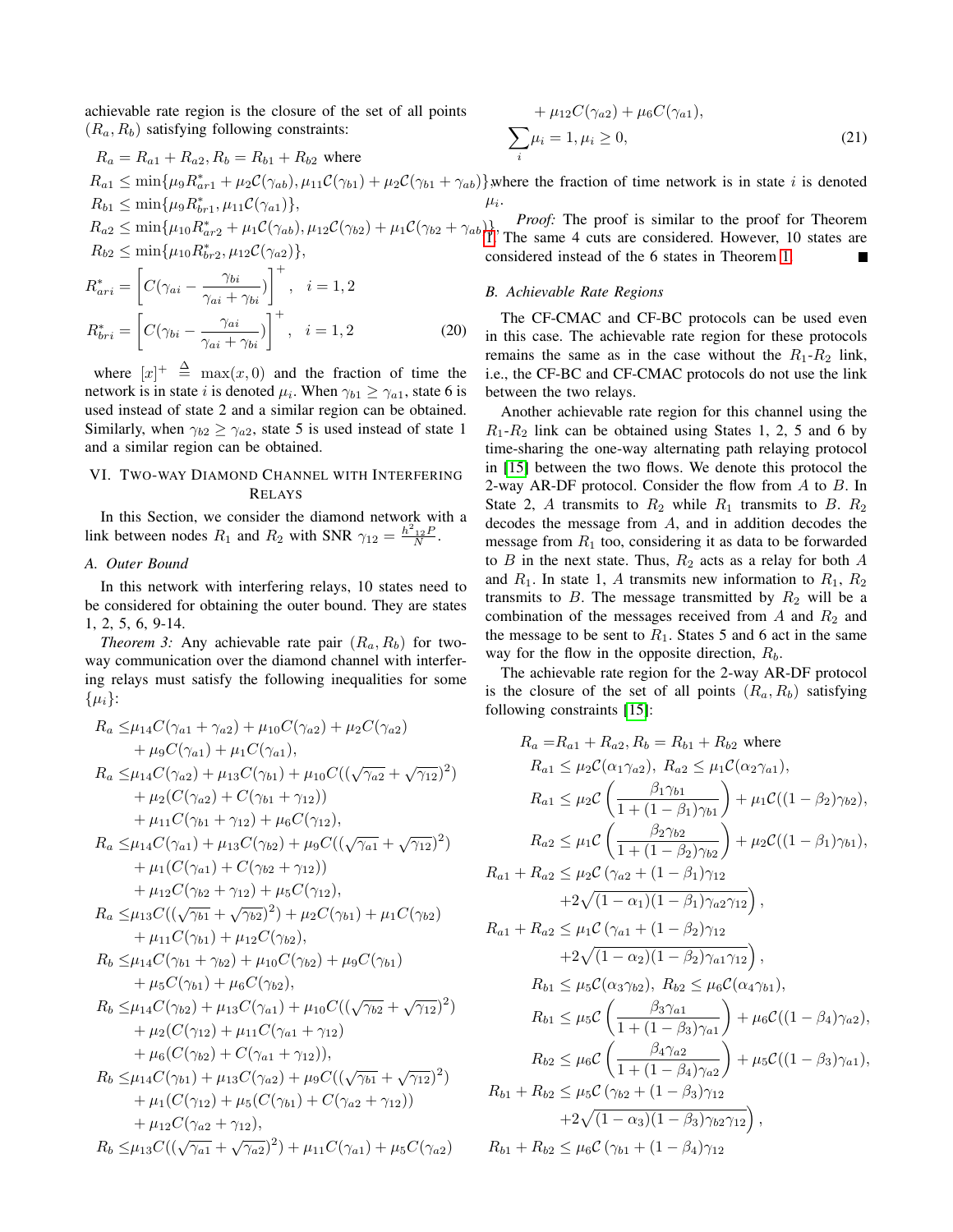achievable rate region is the closure of the set of all points $(R_a, R_b)$ satisfying following constraints:

$$
\begin{aligned}
&R_a = R_{a1} + R_{a2}, R_b = R_{b1} + R_{b2} \text{ where}\\
&R_{a1} \leq \min\{\mu_9 R^*_{ar1} + \mu_2 \mathcal{C}(\gamma_{ab}), \mu_{11}\mathcal{C}(\gamma_{b1}) + \mu_2 \mathcal{C}(\gamma_{b1} + \gamma_{ab})\},\\
&R_{b1} \leq \min\{\mu_9 R^*_{br1}, \mu_{11}\mathcal{C}(\gamma_{a1})\},\\
&R_{a2} \leq \min\{\mu_{10} R^*_{ar2} + \mu_1 \mathcal{C}(\gamma_{ab}), \mu_{12}\mathcal{C}(\gamma_{b2}) + \mu_1 \mathcal{C}(\gamma_{b2} + \gamma_{ab})\},\\
&R_{b2} \leq \min\{\mu_{10} R^*_{br2}, \mu_{12}\mathcal{C}(\gamma_{a2})\},\\
&R^*_{ari} = \left[C(\gamma_{ai} - \frac{\gamma_{bi}}{\gamma_{ai}+\gamma_{bi}})\right]^+, \quad i = 1,2\\
&R^*_{bri} = \left[C(\gamma_{bi} - \frac{\gamma_{ai}}{\gamma_{ai}+\gamma_{bi}})\right]^+, \quad i = 1,2 \qquad (20)
\end{aligned}
$$

where $[x]^+ \triangleq \max(x, 0)$ and the fraction of time the network is in state $i$ is denoted $\mu_i$. When $\gamma_{b1} \geq \gamma_{a1}$, state 6 is used instead of state 2 and a similar region can be obtained. Similarly, when $\gamma_{b2} \geq \gamma_{a2}$, state 5 is used instead of state 1 and a similar region can be obtained.

## VI. Two-Way Diamond Channel with Interfering Relays

In this Section, we consider the diamond network with a link between nodes $R_1$ and $R_2$ with SNR $\gamma_{12} = \frac{h^2_{12}P}{N}$.

### A. Outer Bound

In this network with interfering relays, 10 states need to be considered for obtaining the outer bound. They are states 1, 2, 5, 6, 9-14.

*Theorem 3:* Any achievable rate pair $(R_a, R_b)$ for two-way communication over the diamond channel with interfering relays must satisfy the following inequalities for some $\{\mu_i\}$:

$$
\begin{aligned}
R_a \leq& \mu_{14}C(\gamma_{a1}+\gamma_{a2}) + \mu_{10}C(\gamma_{a2}) + \mu_2 C(\gamma_{a2})\\
&+ \mu_9 C(\gamma_{a1}) + \mu_1 C(\gamma_{a1}),\\
R_a \leq& \mu_{14}C(\gamma_{a2}) + \mu_{13}C(\gamma_{b1}) + \mu_{10}C((\sqrt{\gamma_{a2}}+\sqrt{\gamma_{12}})^2)\\
&+ \mu_2(C(\gamma_{a2}) + C(\gamma_{b1}+\gamma_{12}))\\
&+ \mu_{11}C(\gamma_{b1}+\gamma_{12}) + \mu_6 C(\gamma_{12}),\\
R_a \leq& \mu_{14}C(\gamma_{a1}) + \mu_{13}C(\gamma_{b2}) + \mu_9 C((\sqrt{\gamma_{a1}}+\sqrt{\gamma_{12}})^2)\\
&+ \mu_1(C(\gamma_{a1}) + C(\gamma_{b2}+\gamma_{12}))\\
&+ \mu_{12}C(\gamma_{b2}+\gamma_{12}) + \mu_5 C(\gamma_{12}),\\
R_a \leq& \mu_{13}C((\sqrt{\gamma_{b1}}+\sqrt{\gamma_{b2}})^2) + \mu_2 C(\gamma_{b1}) + \mu_1 C(\gamma_{b2})\\
&+ \mu_{11}C(\gamma_{b1}) + \mu_{12}C(\gamma_{b2}),\\
R_b \leq& \mu_{14}C(\gamma_{b1}+\gamma_{b2}) + \mu_{10}C(\gamma_{b2}) + \mu_9 C(\gamma_{b1})\\
&+ \mu_5 C(\gamma_{b1}) + \mu_6 C(\gamma_{b2}),\\
R_b \leq& \mu_{14}C(\gamma_{b2}) + \mu_{13}C(\gamma_{a1}) + \mu_{10}C((\sqrt{\gamma_{b2}}+\sqrt{\gamma_{12}})^2)\\
&+ \mu_2(C(\gamma_{12}) + \mu_{11}C(\gamma_{a1}+\gamma_{12})\\
&+ \mu_6(C(\gamma_{b2}) + C(\gamma_{a1}+\gamma_{12})),\\
R_b \leq& \mu_{14}C(\gamma_{b1}) + \mu_{13}C(\gamma_{a2}) + \mu_9 C((\sqrt{\gamma_{b1}}+\sqrt{\gamma_{12}})^2)\\
&+ \mu_1(C(\gamma_{12}) + \mu_5(C(\gamma_{b1}) + C(\gamma_{a2}+\gamma_{12}))\\
&+ \mu_{12}C(\gamma_{a2}+\gamma_{12}),\\
R_b \leq& \mu_{13}C((\sqrt{\gamma_{a1}}+\sqrt{\gamma_{a2}})^2) + \mu_{11}C(\gamma_{a1}) + \mu_5 C(\gamma_{a2})\\
&+ \mu_{12}C(\gamma_{a2}) + \mu_6 C(\gamma_{a1}),\\
&\sum_i \mu_i = 1, \mu_i \geq 0, \qquad (21)
\end{aligned}
$$

where the fraction of time network is in state $i$ is denoted $\mu_i$.

*Proof:* The proof is similar to the proof for Theorem 1. The same 4 cuts are considered. However, 10 states are considered instead of the 6 states in Theorem 1. ∎

### B. Achievable Rate Regions

The CF-CMAC and CF-BC protocols can be used even in this case. The achievable rate region for these protocols remains the same as in the case without the $R_1$-$R_2$ link, i.e., the CF-BC and CF-CMAC protocols do not use the link between the two relays.

Another achievable rate region for this channel using the $R_1$-$R_2$ link can be obtained using States 1, 2, 5 and 6 by time-sharing the one-way alternating path relaying protocol in [15] between the two flows. We denote this protocol the 2-way AR-DF protocol. Consider the flow from $A$ to $B$. In State 2, $A$ transmits to $R_2$ while $R_1$ transmits to $B$. $R_2$ decodes the message from $A$, and in addition decodes the message from $R_1$ too, considering it as data to be forwarded to $B$ in the next state. Thus, $R_2$ acts as a relay for both $A$ and $R_1$. In state 1, $A$ transmits new information to $R_1$, $R_2$ transmits to $B$. The message transmitted by $R_2$ will be a combination of the messages received from $A$ and $R_2$ and the message to be sent to $R_1$. States 5 and 6 act in the same way for the flow in the opposite direction, $R_b$.

The achievable rate region for the 2-way AR-DF protocol is the closure of the set of all points $(R_a, R_b)$ satisfying following constraints [15]:

$$
\begin{aligned}
R_a =& R_{a1} + R_{a2}, R_b = R_{b1} + R_{b2} \text{ where}\\
R_{a1} \leq& \mu_2 \mathcal{C}(\alpha_1\gamma_{a2}),\ R_{a2} \leq \mu_1 \mathcal{C}(\alpha_2\gamma_{a1}),\\
R_{a1} \leq& \mu_2 \mathcal{C}\left(\frac{\beta_1\gamma_{b1}}{1+(1-\beta_1)\gamma_{b1}}\right) + \mu_1 \mathcal{C}((1-\beta_2)\gamma_{b2}),\\
R_{a2} \leq& \mu_1 \mathcal{C}\left(\frac{\beta_2\gamma_{b2}}{1+(1-\beta_2)\gamma_{b2}}\right) + \mu_2 \mathcal{C}((1-\beta_1)\gamma_{b1}),\\
R_{a1} + R_{a2} \leq& \mu_2 \mathcal{C}\Big(\gamma_{a2} + (1-\beta_1)\gamma_{12}\\
&+ 2\sqrt{(1-\alpha_1)(1-\beta_1)\gamma_{a2}\gamma_{12}}\Big),\\
R_{a1} + R_{a2} \leq& \mu_1 \mathcal{C}\Big(\gamma_{a1} + (1-\beta_2)\gamma_{12}\\
&+ 2\sqrt{(1-\alpha_2)(1-\beta_2)\gamma_{a1}\gamma_{12}}\Big),\\
R_{b1} \leq& \mu_5 \mathcal{C}(\alpha_3\gamma_{b2}),\ R_{b2} \leq \mu_6 \mathcal{C}(\alpha_4\gamma_{b1}),\\
R_{b1} \leq& \mu_5 \mathcal{C}\left(\frac{\beta_3\gamma_{a1}}{1+(1-\beta_3)\gamma_{a1}}\right) + \mu_6 \mathcal{C}((1-\beta_4)\gamma_{a2}),\\
R_{b2} \leq& \mu_6 \mathcal{C}\left(\frac{\beta_4\gamma_{a2}}{1+(1-\beta_4)\gamma_{a2}}\right) + \mu_5 \mathcal{C}((1-\beta_3)\gamma_{a1}),\\
R_{b1} + R_{b2} \leq& \mu_5 \mathcal{C}\Big(\gamma_{b2} + (1-\beta_3)\gamma_{12}\\
&+ 2\sqrt{(1-\alpha_3)(1-\beta_3)\gamma_{b2}\gamma_{12}}\Big),\\
R_{b1} + R_{b2} \leq& \mu_6 \mathcal{C}\Big(\gamma_{b1} + (1-\beta_4)\gamma_{12}
\end{aligned}
$$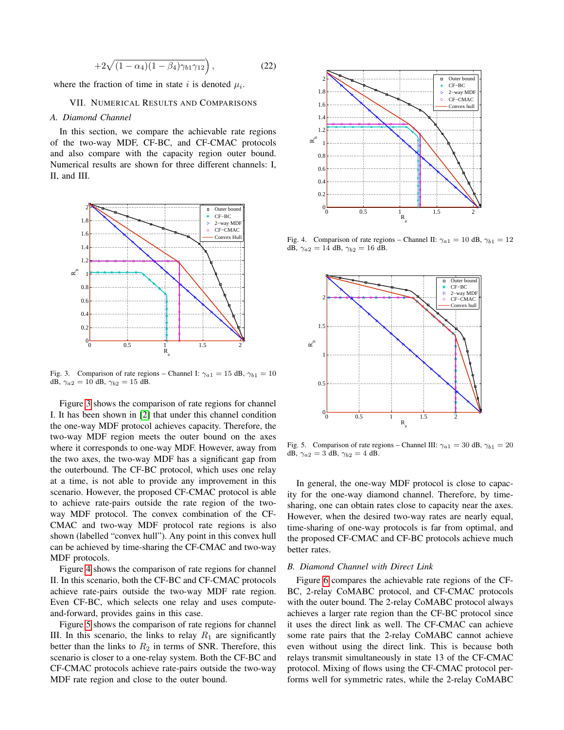$$+2\sqrt{(1-\alpha_4)(1-\beta_4)\gamma_{b1}\gamma_{12}}\Big), \tag{22}$$

where the fraction of time in state $i$ is denoted $\mu_i$.

## VII. Numerical Results and Comparisons

### *A. Diamond Channel*

In this section, we compare the achievable rate regions of the two-way MDF, CF-BC, and CF-CMAC protocols and also compare with the capacity region outer bound. Numerical results are shown for three different channels: I, II, and III.

Fig. 3. Comparison of rate regions – Channel I: $\gamma_{a1} = 15$ dB, $\gamma_{b1} = 10$ dB, $\gamma_{a2} = 10$ dB, $\gamma_{b2} = 15$ dB.

Figure 3 shows the comparison of rate regions for channel I. It has been shown in [2] that under this channel condition the one-way MDF protocol achieves capacity. Therefore, the two-way MDF region meets the outer bound on the axes where it corresponds to one-way MDF. However, away from the two axes, the two-way MDF has a significant gap from the outerbound. The CF-BC protocol, which uses one relay at a time, is not able to provide any improvement in this scenario. However, the proposed CF-CMAC protocol is able to achieve rate-pairs outside the rate region of the two-way MDF protocol. The convex combination of the CF-CMAC and two-way MDF protocol rate regions is also shown (labelled "convex hull"). Any point in this convex hull can be achieved by time-sharing the CF-CMAC and two-way MDF protocols.

Figure 4 shows the comparison of rate regions for channel II. In this scenario, both the CF-BC and CF-CMAC protocols achieve rate-pairs outside the two-way MDF rate region. Even CF-BC, which selects one relay and uses compute-and-forward, provides gains in this case.

Figure 5 shows the comparison of rate regions for channel III. In this scenario, the links to relay $R_1$ are significantly better than the links to $R_2$ in terms of SNR. Therefore, this scenario is closer to a one-relay system. Both the CF-BC and CF-CMAC protocols achieve rate-pairs outside the two-way MDF rate region and close to the outer bound.

Fig. 4. Comparison of rate regions – Channel II: $\gamma_{a1} = 10$ dB, $\gamma_{b1} = 12$ dB, $\gamma_{a2} = 14$ dB, $\gamma_{b2} = 16$ dB.

Fig. 5. Comparison of rate regions – Channel III: $\gamma_{a1} = 30$ dB, $\gamma_{b1} = 20$ dB, $\gamma_{a2} = 3$ dB, $\gamma_{b2} = 4$ dB.

In general, the one-way MDF protocol is close to capacity for the one-way diamond channel. Therefore, by time-sharing, one can obtain rates close to capacity near the axes. However, when the desired two-way rates are nearly equal, time-sharing of one-way protocols is far from optimal, and the proposed CF-CMAC and CF-BC protocols achieve much better rates.

### *B. Diamond Channel with Direct Link*

Figure 6 compares the achievable rate regions of the CF-BC, 2-relay CoMABC protocol, and CF-CMAC protocols with the outer bound. The 2-relay CoMABC protocol always achieves a larger rate region than the CF-BC protocol since it uses the direct link as well. The CF-CMAC can achieve some rate pairs that the 2-relay CoMABC cannot achieve even without using the direct link. This is because both relays transmit simultaneously in state 13 of the CF-CMAC protocol. Mixing of flows using the CF-CMAC protocol performs well for symmetric rates, while the 2-relay CoMABC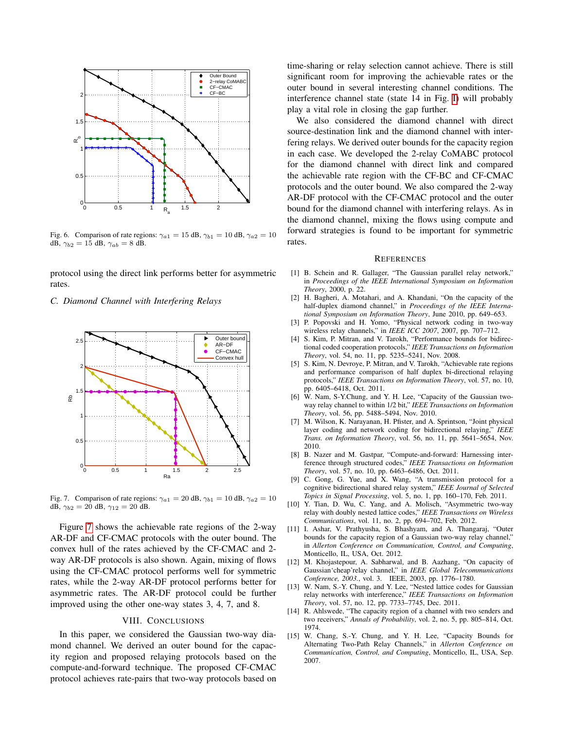Outer Bound
2-relay CoMABC
CF-CMAC
CF-BC

$R_b$

$R_a$

0
0.5
1
1.5
2

Fig. 6. Comparison of rate regions: $\gamma_{a1} = 15$ dB, $\gamma_{b1} = 10$ dB, $\gamma_{a2} = 10$ dB, $\gamma_{b2} = 15$ dB, $\gamma_{ab} = 8$ dB.

protocol using the direct link performs better for asymmetric rates.

### C. Diamond Channel with Interfering Relays

Outer bound
AR-DF
CF-CMAC
Convex hull

Rb

Ra

0
0.5
1
1.5
2
2.5

Fig. 7. Comparison of rate regions: $\gamma_{a1} = 20$ dB, $\gamma_{b1} = 10$ dB, $\gamma_{a2} = 10$ dB, $\gamma_{b2} = 20$ dB, $\gamma_{12} = 20$ dB.

Figure 7 shows the achievable rate regions of the 2-way AR-DF and CF-CMAC protocols with the outer bound. The convex hull of the rates achieved by the CF-CMAC and 2-way AR-DF protocols is also shown. Again, mixing of flows using the CF-CMAC protocol performs well for symmetric rates, while the 2-way AR-DF protocol performs better for asymmetric rates. The AR-DF protocol could be further improved using the other one-way states 3, 4, 7, and 8.

## VIII. Conclusions

In this paper, we considered the Gaussian two-way diamond channel. We derived an outer bound for the capacity region and proposed relaying protocols based on the compute-and-forward technique. The proposed CF-CMAC protocol achieves rate-pairs that two-way protocols based on time-sharing or relay selection cannot achieve. There is still significant room for improving the achievable rates or the outer bound in several interesting channel conditions. The interference channel state (state 14 in Fig. 1) will probably play a vital role in closing the gap further.

We also considered the diamond channel with direct source-destination link and the diamond channel with interfering relays. We derived outer bounds for the capacity region in each case. We developed the 2-relay CoMABC protocol for the diamond channel with direct link and compared the achievable rate region with the CF-BC and CF-CMAC protocols and the outer bound. We also compared the 2-way AR-DF protocol with the CF-CMAC protocol and the outer bound for the diamond channel with interfering relays. As in the diamond channel, mixing the flows using compute and forward strategies is found to be important for symmetric rates.

## References

[1] B. Schein and R. Gallager, “The Gaussian parallel relay network,” in *Proceedings of the IEEE International Symposium on Information Theory*, 2000, p. 22.

[2] H. Bagheri, A. Motahari, and A. Khandani, “On the capacity of the half-duplex diamond channel,” in *Proceedings of the IEEE International Symposium on Information Theory*, June 2010, pp. 649–653.

[3] P. Popovski and H. Yomo, “Physical network coding in two-way wireless relay channels,” in *IEEE ICC 2007*, 2007, pp. 707–712.

[4] S. Kim, P. Mitran, and V. Tarokh, “Performance bounds for bidirectional coded cooperation protocols,” *IEEE Transactions on Information Theory*, vol. 54, no. 11, pp. 5235–5241, Nov. 2008.

[5] S. Kim, N. Devroye, P. Mitran, and V. Tarokh, “Achievable rate regions and performance comparison of half duplex bi-directional relaying protocols,” *IEEE Transactions on Information Theory*, vol. 57, no. 10, pp. 6405–6418, Oct. 2011.

[6] W. Nam, S-Y.Chung, and Y. H. Lee, “Capacity of the Gaussian two-way relay channel to within 1/2 bit,” *IEEE Transactions on Information Theory*, vol. 56, pp. 5488–5494, Nov. 2010.

[7] M. Wilson, K. Narayanan, H. Pfister, and A. Sprintson, “Joint physical layer coding and network coding for bidirectional relaying,” *IEEE Trans. on Information Theory*, vol. 56, no. 11, pp. 5641–5654, Nov. 2010.

[8] B. Nazer and M. Gastpar, “Compute-and-forward: Harnessing interference through structured codes,” *IEEE Transactions on Information Theory*, vol. 57, no. 10, pp. 6463–6486, Oct. 2011.

[9] C. Gong, G. Yue, and X. Wang, “A transmission protocol for a cognitive bidirectional shared relay system,” *IEEE Journal of Selected Topics in Signal Processing*, vol. 5, no. 1, pp. 160–170, Feb. 2011.

[10] Y. Tian, D. Wu, C. Yang, and A. Molisch, “Asymmetric two-way relay with doubly nested lattice codes,” *IEEE Transactions on Wireless Communications*, vol. 11, no. 2, pp. 694–702, Feb. 2012.

[11] I. Ashar, V. Prathyusha, S. Bhashyam, and A. Thangaraj, “Outer bounds for the capacity region of a Gaussian two-way relay channel,” in *Allerton Conference on Communication, Control, and Computing*, Monticello, IL, USA, Oct. 2012.

[12] M. Khojastepour, A. Sabharwal, and B. Aazhang, “On capacity of Gaussian‘cheap’relay channel,” in *IEEE Global Telecommunications Conference, 2003.*, vol. 3. IEEE, 2003, pp. 1776–1780.

[13] W. Nam, S.-Y. Chung, and Y. Lee, “Nested lattice codes for Gaussian relay networks with interference,” *IEEE Transactions on Information Theory*, vol. 57, no. 12, pp. 7733–7745, Dec. 2011.

[14] R. Ahlswede, “The capacity region of a channel with two senders and two receivers,” *Annals of Probability*, vol. 2, no. 5, pp. 805–814, Oct. 1974.

[15] W. Chang, S.-Y. Chung, and Y. H. Lee, “Capacity Bounds for Alternating Two-Path Relay Channels,” in *Allerton Conference on Communication, Control, and Computing*, Monticello, IL, USA, Sep. 2007.